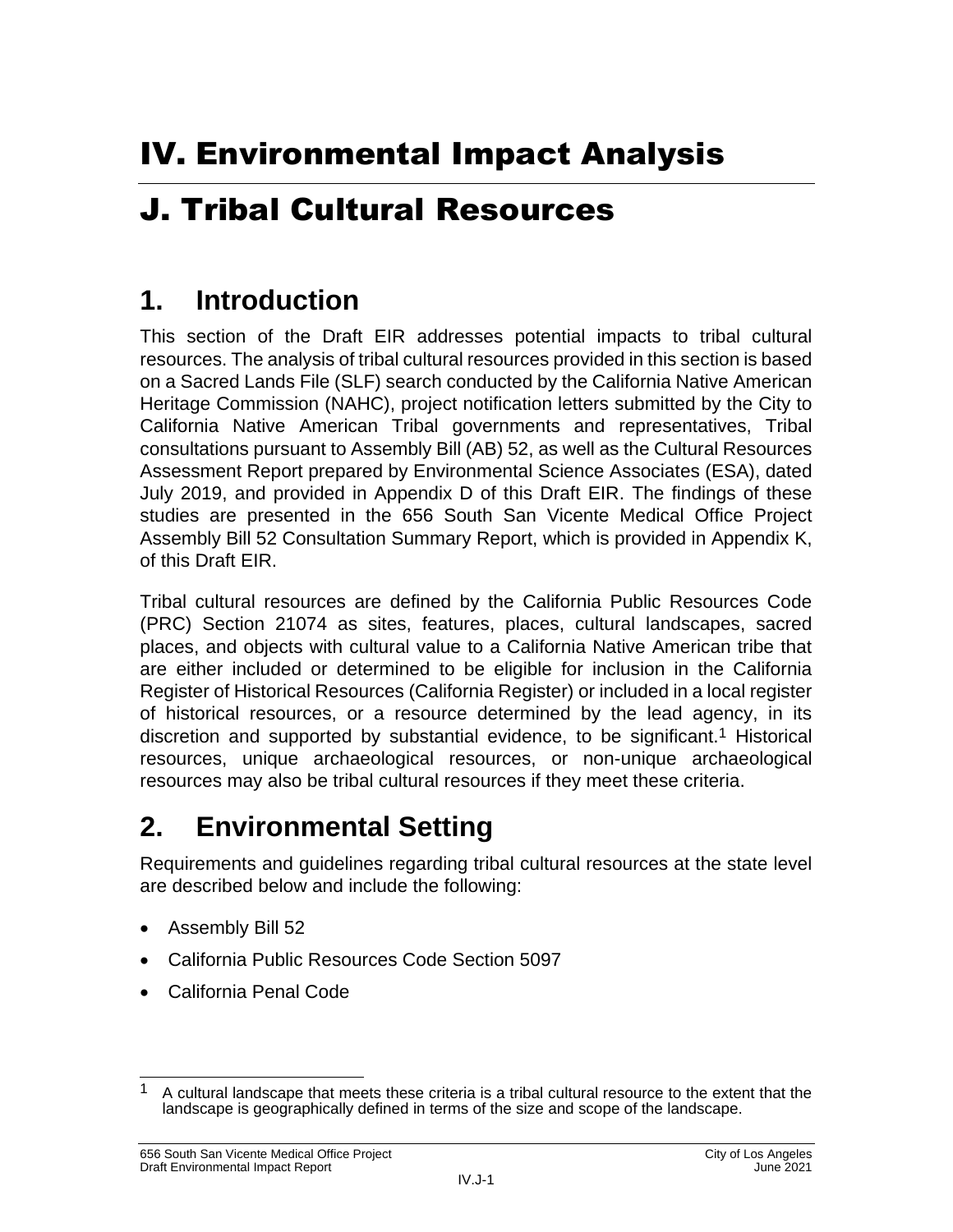# IV. Environmental Impact Analysis

# J. Tribal Cultural Resources

## 1. Introduction

This section of the Draft EIR addresses potential impacts to tribal cultural resources. The analysis of tribal cultural resources provided in this section is based on a Sacred Lands File (SLF) search conducted by the California Native American Heritage Commission (NAHC), project notification letters submitted by the City to California Native American Tribal governments and representatives, Tribal consultations pursuant to Assembly Bill (AB) 52, as well as the Cultural Resources Assessment Report prepared by Environmental Science Associates (ESA), dated July 2019, and provided in Appendix D of this Draft EIR. The findings of these studies are presented in the 656 South San Vicente Medical Office Project Assembly Bill 52 Consultation Summary Report, which is provided in Appendix K, of this Draft EIR.

Tribal cultural resources are defined by the California Public Resources Code (PRC) Section 21074 as sites, features, places, cultural landscapes, sacred places, and objects with cultural value to a California Native American tribe that are either included or determined to be eligible for inclusion in the California Register of Historical Resources (California Register) or included in a local register of historical resources, or a resource determined by the lead agency, in its discretion and supported by substantial evidence, to be significant.[1] Historical resources, unique archaeological resources, or non-unique archaeological resources may also be tribal cultural resources if they meet these criteria.

## 2. Environmental Setting

Requirements and guidelines regarding tribal cultural resources at the state level are described below and include the following:

- Assembly Bill 52
- California Public Resources Code Section 5097
- California Penal Code

[1] A cultural landscape that meets these criteria is a tribal cultural resource to the extent that the landscape is geographically defined in terms of the size and scope of the landscape.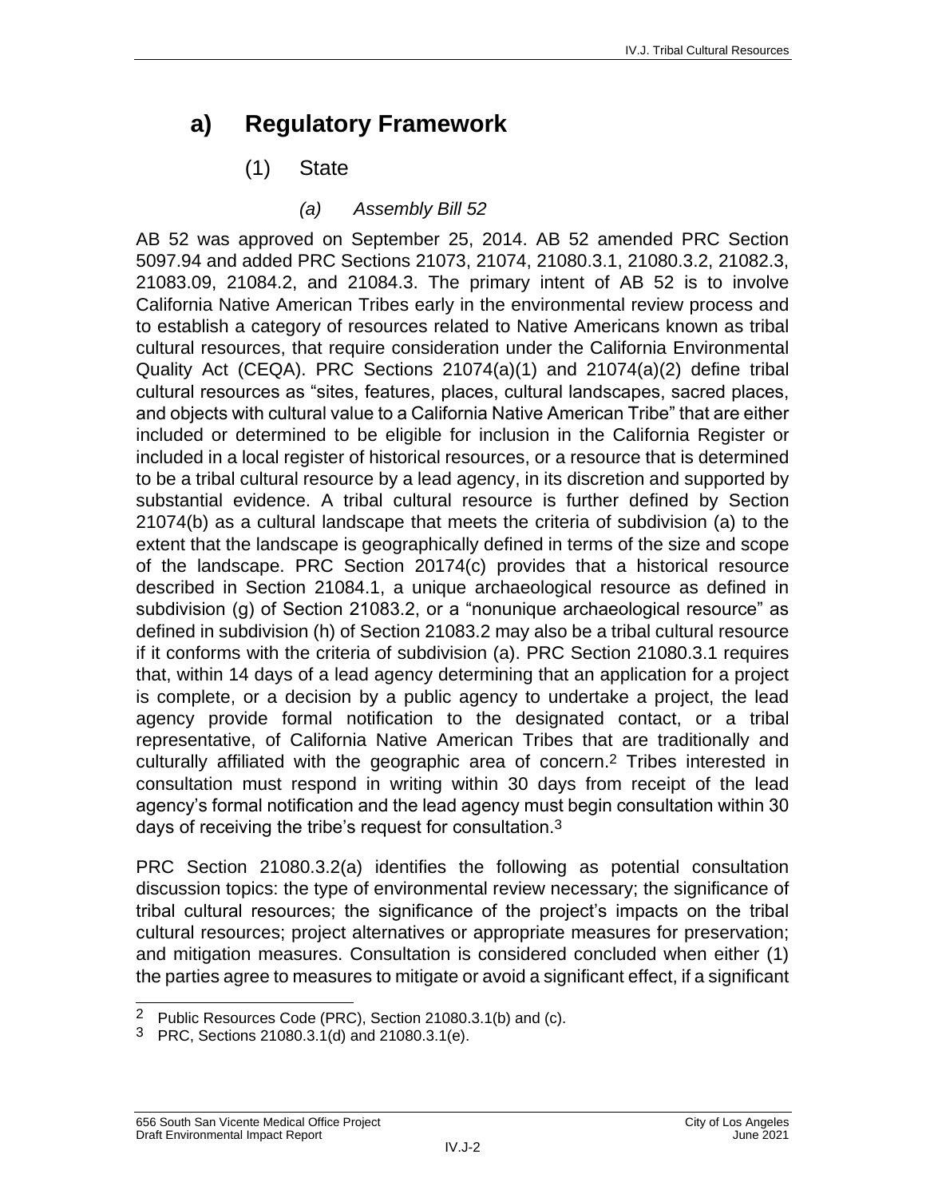# a) Regulatory Framework

## (1) State

### *(a) Assembly Bill 52*

AB 52 was approved on September 25, 2014. AB 52 amended PRC Section 5097.94 and added PRC Sections 21073, 21074, 21080.3.1, 21080.3.2, 21082.3, 21083.09, 21084.2, and 21084.3. The primary intent of AB 52 is to involve California Native American Tribes early in the environmental review process and to establish a category of resources related to Native Americans known as tribal cultural resources, that require consideration under the California Environmental Quality Act (CEQA). PRC Sections 21074(a)(1) and 21074(a)(2) define tribal cultural resources as "sites, features, places, cultural landscapes, sacred places, and objects with cultural value to a California Native American Tribe" that are either included or determined to be eligible for inclusion in the California Register or included in a local register of historical resources, or a resource that is determined to be a tribal cultural resource by a lead agency, in its discretion and supported by substantial evidence. A tribal cultural resource is further defined by Section 21074(b) as a cultural landscape that meets the criteria of subdivision (a) to the extent that the landscape is geographically defined in terms of the size and scope of the landscape. PRC Section 20174(c) provides that a historical resource described in Section 21084.1, a unique archaeological resource as defined in subdivision (g) of Section 21083.2, or a "nonunique archaeological resource" as defined in subdivision (h) of Section 21083.2 may also be a tribal cultural resource if it conforms with the criteria of subdivision (a). PRC Section 21080.3.1 requires that, within 14 days of a lead agency determining that an application for a project is complete, or a decision by a public agency to undertake a project, the lead agency provide formal notification to the designated contact, or a tribal representative, of California Native American Tribes that are traditionally and culturally affiliated with the geographic area of concern.[2] Tribes interested in consultation must respond in writing within 30 days from receipt of the lead agency's formal notification and the lead agency must begin consultation within 30 days of receiving the tribe's request for consultation.[3]

PRC Section 21080.3.2(a) identifies the following as potential consultation discussion topics: the type of environmental review necessary; the significance of tribal cultural resources; the significance of the project's impacts on the tribal cultural resources; project alternatives or appropriate measures for preservation; and mitigation measures. Consultation is considered concluded when either (1) the parties agree to measures to mitigate or avoid a significant effect, if a significant

---

[2] Public Resources Code (PRC), Section 21080.3.1(b) and (c).

[3] PRC, Sections 21080.3.1(d) and 21080.3.1(e).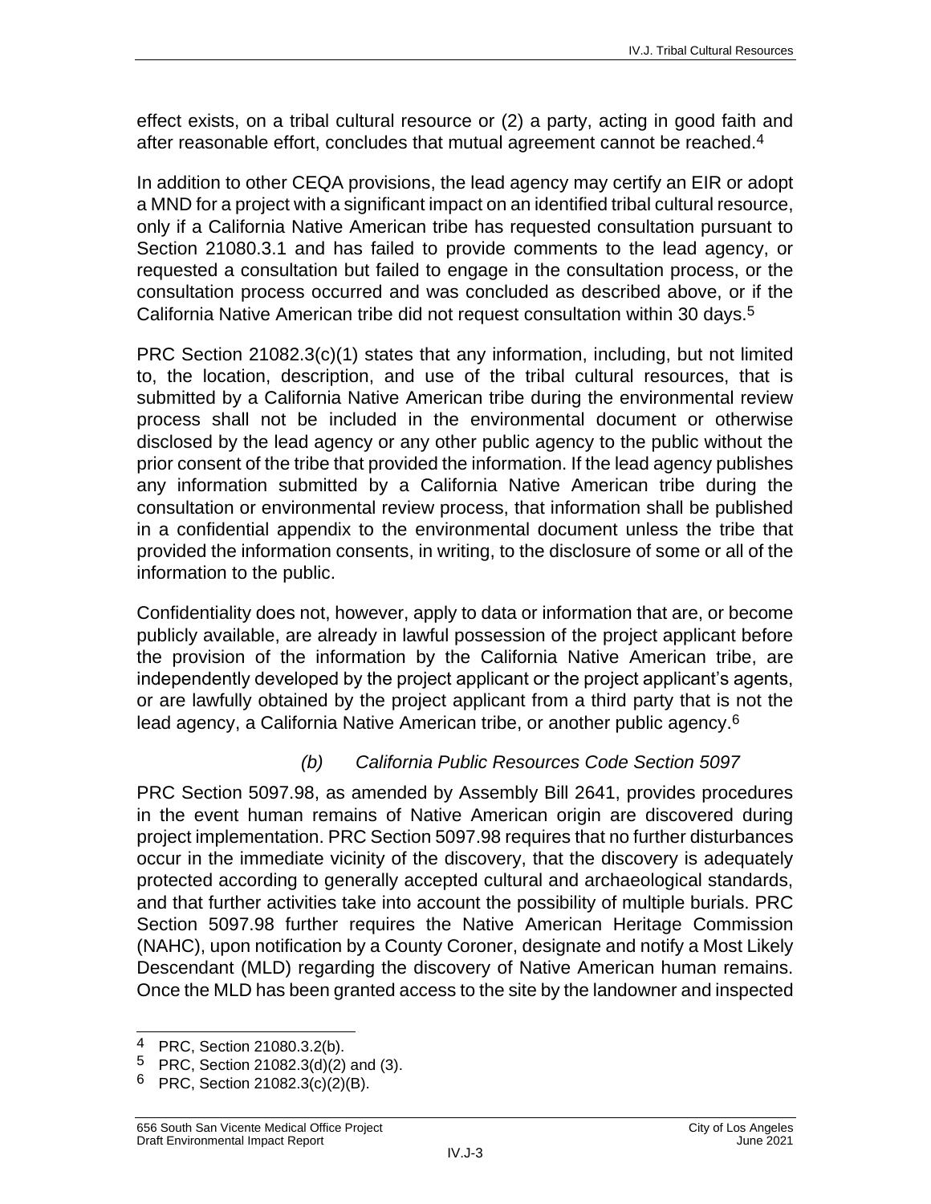effect exists, on a tribal cultural resource or (2) a party, acting in good faith and after reasonable effort, concludes that mutual agreement cannot be reached.[4]

In addition to other CEQA provisions, the lead agency may certify an EIR or adopt a MND for a project with a significant impact on an identified tribal cultural resource, only if a California Native American tribe has requested consultation pursuant to Section 21080.3.1 and has failed to provide comments to the lead agency, or requested a consultation but failed to engage in the consultation process, or the consultation process occurred and was concluded as described above, or if the California Native American tribe did not request consultation within 30 days.[5]

PRC Section 21082.3(c)(1) states that any information, including, but not limited to, the location, description, and use of the tribal cultural resources, that is submitted by a California Native American tribe during the environmental review process shall not be included in the environmental document or otherwise disclosed by the lead agency or any other public agency to the public without the prior consent of the tribe that provided the information. If the lead agency publishes any information submitted by a California Native American tribe during the consultation or environmental review process, that information shall be published in a confidential appendix to the environmental document unless the tribe that provided the information consents, in writing, to the disclosure of some or all of the information to the public.

Confidentiality does not, however, apply to data or information that are, or become publicly available, are already in lawful possession of the project applicant before the provision of the information by the California Native American tribe, are independently developed by the project applicant or the project applicant's agents, or are lawfully obtained by the project applicant from a third party that is not the lead agency, a California Native American tribe, or another public agency.[6]

#### *(b) California Public Resources Code Section 5097*

PRC Section 5097.98, as amended by Assembly Bill 2641, provides procedures in the event human remains of Native American origin are discovered during project implementation. PRC Section 5097.98 requires that no further disturbances occur in the immediate vicinity of the discovery, that the discovery is adequately protected according to generally accepted cultural and archaeological standards, and that further activities take into account the possibility of multiple burials. PRC Section 5097.98 further requires the Native American Heritage Commission (NAHC), upon notification by a County Coroner, designate and notify a Most Likely Descendant (MLD) regarding the discovery of Native American human remains. Once the MLD has been granted access to the site by the landowner and inspected

---

[4] PRC, Section 21080.3.2(b).

[5] PRC, Section 21082.3(d)(2) and (3).

[6] PRC, Section 21082.3(c)(2)(B).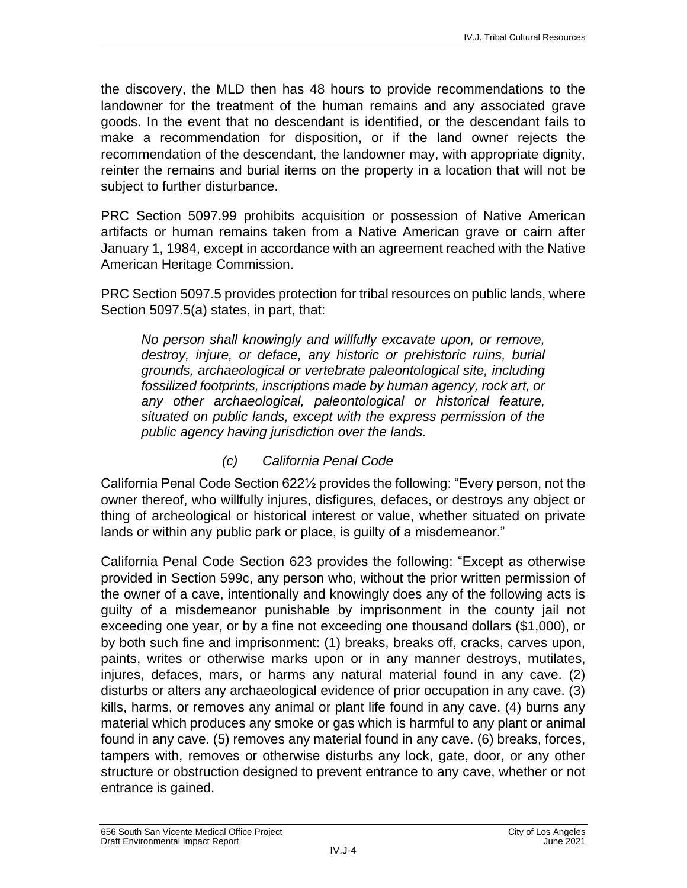the discovery, the MLD then has 48 hours to provide recommendations to the landowner for the treatment of the human remains and any associated grave goods. In the event that no descendant is identified, or the descendant fails to make a recommendation for disposition, or if the land owner rejects the recommendation of the descendant, the landowner may, with appropriate dignity, reinter the remains and burial items on the property in a location that will not be subject to further disturbance.

PRC Section 5097.99 prohibits acquisition or possession of Native American artifacts or human remains taken from a Native American grave or cairn after January 1, 1984, except in accordance with an agreement reached with the Native American Heritage Commission.

PRC Section 5097.5 provides protection for tribal resources on public lands, where Section 5097.5(a) states, in part, that:

> *No person shall knowingly and willfully excavate upon, or remove, destroy, injure, or deface, any historic or prehistoric ruins, burial grounds, archaeological or vertebrate paleontological site, including fossilized footprints, inscriptions made by human agency, rock art, or any other archaeological, paleontological or historical feature, situated on public lands, except with the express permission of the public agency having jurisdiction over the lands.*

##### *(c) California Penal Code*

California Penal Code Section 622½ provides the following: "Every person, not the owner thereof, who willfully injures, disfigures, defaces, or destroys any object or thing of archeological or historical interest or value, whether situated on private lands or within any public park or place, is guilty of a misdemeanor."

California Penal Code Section 623 provides the following: "Except as otherwise provided in Section 599c, any person who, without the prior written permission of the owner of a cave, intentionally and knowingly does any of the following acts is guilty of a misdemeanor punishable by imprisonment in the county jail not exceeding one year, or by a fine not exceeding one thousand dollars ($1,000), or by both such fine and imprisonment: (1) breaks, breaks off, cracks, carves upon, paints, writes or otherwise marks upon or in any manner destroys, mutilates, injures, defaces, mars, or harms any natural material found in any cave. (2) disturbs or alters any archaeological evidence of prior occupation in any cave. (3) kills, harms, or removes any animal or plant life found in any cave. (4) burns any material which produces any smoke or gas which is harmful to any plant or animal found in any cave. (5) removes any material found in any cave. (6) breaks, forces, tampers with, removes or otherwise disturbs any lock, gate, door, or any other structure or obstruction designed to prevent entrance to any cave, whether or not entrance is gained.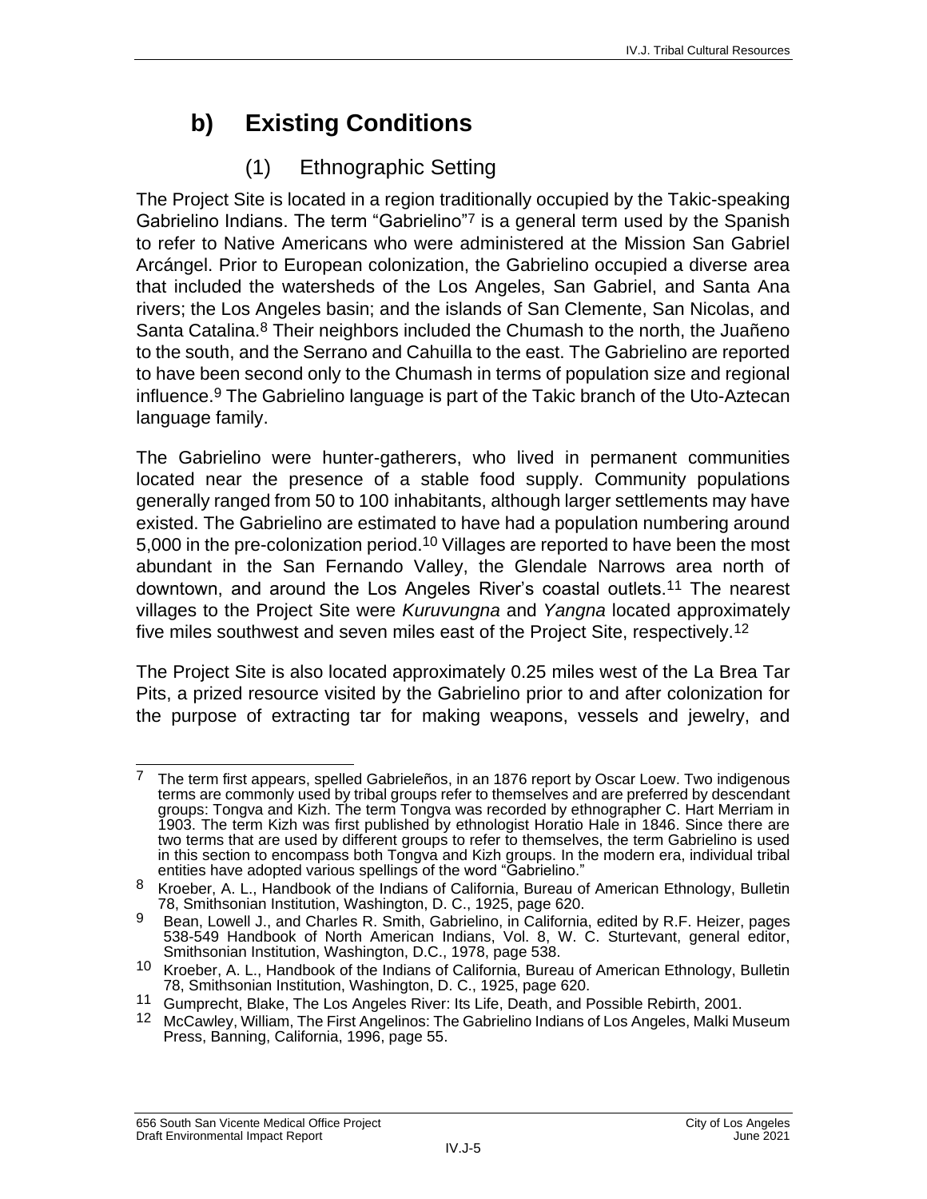## b) Existing Conditions

### (1) Ethnographic Setting

The Project Site is located in a region traditionally occupied by the Takic-speaking Gabrielino Indians. The term "Gabrielino"[7] is a general term used by the Spanish to refer to Native Americans who were administered at the Mission San Gabriel Arcángel. Prior to European colonization, the Gabrielino occupied a diverse area that included the watersheds of the Los Angeles, San Gabriel, and Santa Ana rivers; the Los Angeles basin; and the islands of San Clemente, San Nicolas, and Santa Catalina.[8] Their neighbors included the Chumash to the north, the Juañeno to the south, and the Serrano and Cahuilla to the east. The Gabrielino are reported to have been second only to the Chumash in terms of population size and regional influence.[9] The Gabrielino language is part of the Takic branch of the Uto-Aztecan language family.

The Gabrielino were hunter-gatherers, who lived in permanent communities located near the presence of a stable food supply. Community populations generally ranged from 50 to 100 inhabitants, although larger settlements may have existed. The Gabrielino are estimated to have had a population numbering around 5,000 in the pre-colonization period.[10] Villages are reported to have been the most abundant in the San Fernando Valley, the Glendale Narrows area north of downtown, and around the Los Angeles River's coastal outlets.[11] The nearest villages to the Project Site were *Kuruvungna* and *Yangna* located approximately five miles southwest and seven miles east of the Project Site, respectively.[12]

The Project Site is also located approximately 0.25 miles west of the La Brea Tar Pits, a prized resource visited by the Gabrielino prior to and after colonization for the purpose of extracting tar for making weapons, vessels and jewelry, and

---

[7] The term first appears, spelled Gabrieleños, in an 1876 report by Oscar Loew. Two indigenous terms are commonly used by tribal groups refer to themselves and are preferred by descendant groups: Tongva and Kizh. The term Tongva was recorded by ethnographer C. Hart Merriam in 1903. The term Kizh was first published by ethnologist Horatio Hale in 1846. Since there are two terms that are used by different groups to refer to themselves, the term Gabrielino is used in this section to encompass both Tongva and Kizh groups. In the modern era, individual tribal entities have adopted various spellings of the word "Gabrielino."

[8] Kroeber, A. L., Handbook of the Indians of California, Bureau of American Ethnology, Bulletin 78, Smithsonian Institution, Washington, D. C., 1925, page 620.

[9] Bean, Lowell J., and Charles R. Smith, Gabrielino, in California, edited by R.F. Heizer, pages 538-549 Handbook of North American Indians, Vol. 8, W. C. Sturtevant, general editor, Smithsonian Institution, Washington, D.C., 1978, page 538.

[10] Kroeber, A. L., Handbook of the Indians of California, Bureau of American Ethnology, Bulletin 78, Smithsonian Institution, Washington, D. C., 1925, page 620.

[11] Gumprecht, Blake, The Los Angeles River: Its Life, Death, and Possible Rebirth, 2001.

[12] McCawley, William, The First Angelinos: The Gabrielino Indians of Los Angeles, Malki Museum Press, Banning, California, 1996, page 55.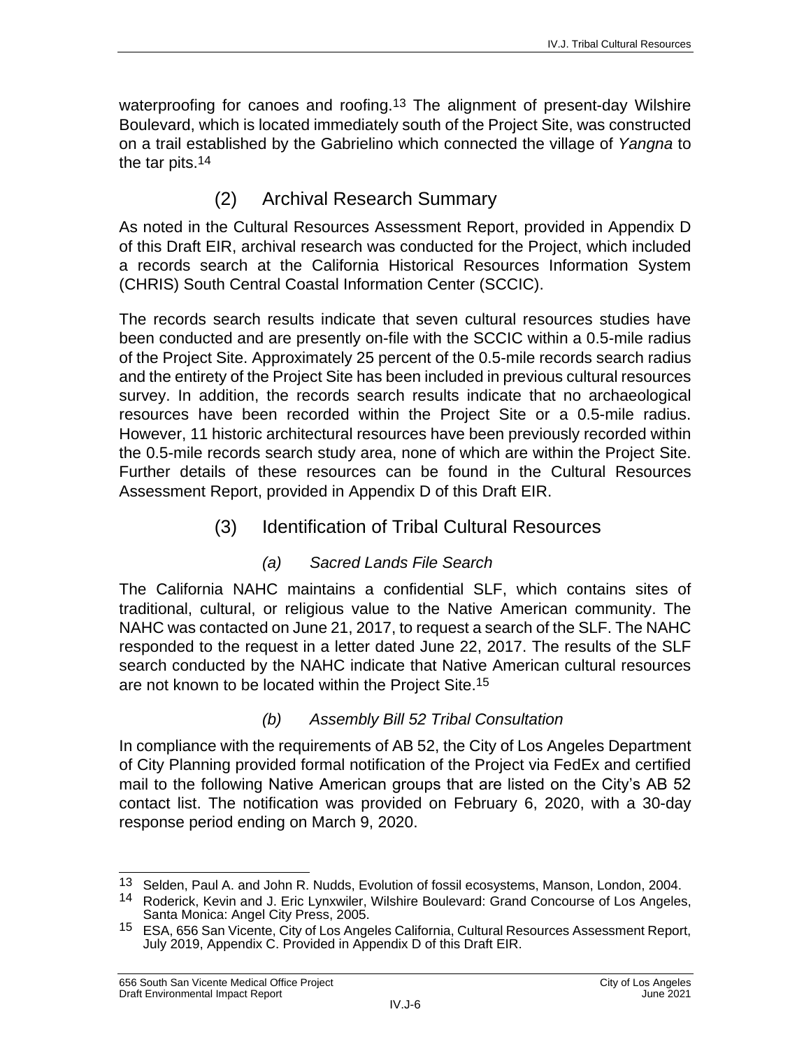waterproofing for canoes and roofing.[13] The alignment of present-day Wilshire Boulevard, which is located immediately south of the Project Site, was constructed on a trail established by the Gabrielino which connected the village of *Yangna* to the tar pits.[14]

## (2) Archival Research Summary

As noted in the Cultural Resources Assessment Report, provided in Appendix D of this Draft EIR, archival research was conducted for the Project, which included a records search at the California Historical Resources Information System (CHRIS) South Central Coastal Information Center (SCCIC).

The records search results indicate that seven cultural resources studies have been conducted and are presently on-file with the SCCIC within a 0.5-mile radius of the Project Site. Approximately 25 percent of the 0.5-mile records search radius and the entirety of the Project Site has been included in previous cultural resources survey. In addition, the records search results indicate that no archaeological resources have been recorded within the Project Site or a 0.5-mile radius. However, 11 historic architectural resources have been previously recorded within the 0.5-mile records search study area, none of which are within the Project Site. Further details of these resources can be found in the Cultural Resources Assessment Report, provided in Appendix D of this Draft EIR.

## (3) Identification of Tribal Cultural Resources

### *(a) Sacred Lands File Search*

The California NAHC maintains a confidential SLF, which contains sites of traditional, cultural, or religious value to the Native American community. The NAHC was contacted on June 21, 2017, to request a search of the SLF. The NAHC responded to the request in a letter dated June 22, 2017. The results of the SLF search conducted by the NAHC indicate that Native American cultural resources are not known to be located within the Project Site.[15]

### *(b) Assembly Bill 52 Tribal Consultation*

In compliance with the requirements of AB 52, the City of Los Angeles Department of City Planning provided formal notification of the Project via FedEx and certified mail to the following Native American groups that are listed on the City's AB 52 contact list. The notification was provided on February 6, 2020, with a 30-day response period ending on March 9, 2020.

---

[13] Selden, Paul A. and John R. Nudds, Evolution of fossil ecosystems, Manson, London, 2004.

[14] Roderick, Kevin and J. Eric Lynxwiler, Wilshire Boulevard: Grand Concourse of Los Angeles, Santa Monica: Angel City Press, 2005.

[15] ESA, 656 San Vicente, City of Los Angeles California, Cultural Resources Assessment Report, July 2019, Appendix C. Provided in Appendix D of this Draft EIR.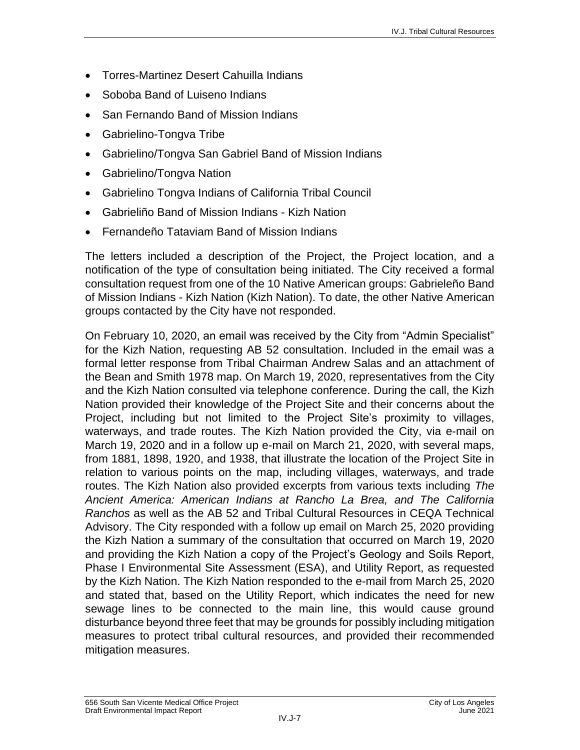- Torres-Martinez Desert Cahuilla Indians
- Soboba Band of Luiseno Indians
- San Fernando Band of Mission Indians
- Gabrielino-Tongva Tribe
- Gabrielino/Tongva San Gabriel Band of Mission Indians
- Gabrielino/Tongva Nation
- Gabrielino Tongva Indians of California Tribal Council
- Gabrieliño Band of Mission Indians - Kizh Nation
- Fernandeño Tataviam Band of Mission Indians

The letters included a description of the Project, the Project location, and a notification of the type of consultation being initiated. The City received a formal consultation request from one of the 10 Native American groups: Gabrieleño Band of Mission Indians - Kizh Nation (Kizh Nation). To date, the other Native American groups contacted by the City have not responded.

On February 10, 2020, an email was received by the City from "Admin Specialist" for the Kizh Nation, requesting AB 52 consultation. Included in the email was a formal letter response from Tribal Chairman Andrew Salas and an attachment of the Bean and Smith 1978 map. On March 19, 2020, representatives from the City and the Kizh Nation consulted via telephone conference. During the call, the Kizh Nation provided their knowledge of the Project Site and their concerns about the Project, including but not limited to the Project Site's proximity to villages, waterways, and trade routes. The Kizh Nation provided the City, via e-mail on March 19, 2020 and in a follow up e-mail on March 21, 2020, with several maps, from 1881, 1898, 1920, and 1938, that illustrate the location of the Project Site in relation to various points on the map, including villages, waterways, and trade routes. The Kizh Nation also provided excerpts from various texts including *The Ancient America: American Indians at Rancho La Brea, and The California Ranchos* as well as the AB 52 and Tribal Cultural Resources in CEQA Technical Advisory. The City responded with a follow up email on March 25, 2020 providing the Kizh Nation a summary of the consultation that occurred on March 19, 2020 and providing the Kizh Nation a copy of the Project's Geology and Soils Report, Phase I Environmental Site Assessment (ESA), and Utility Report, as requested by the Kizh Nation. The Kizh Nation responded to the e-mail from March 25, 2020 and stated that, based on the Utility Report, which indicates the need for new sewage lines to be connected to the main line, this would cause ground disturbance beyond three feet that may be grounds for possibly including mitigation measures to protect tribal cultural resources, and provided their recommended mitigation measures.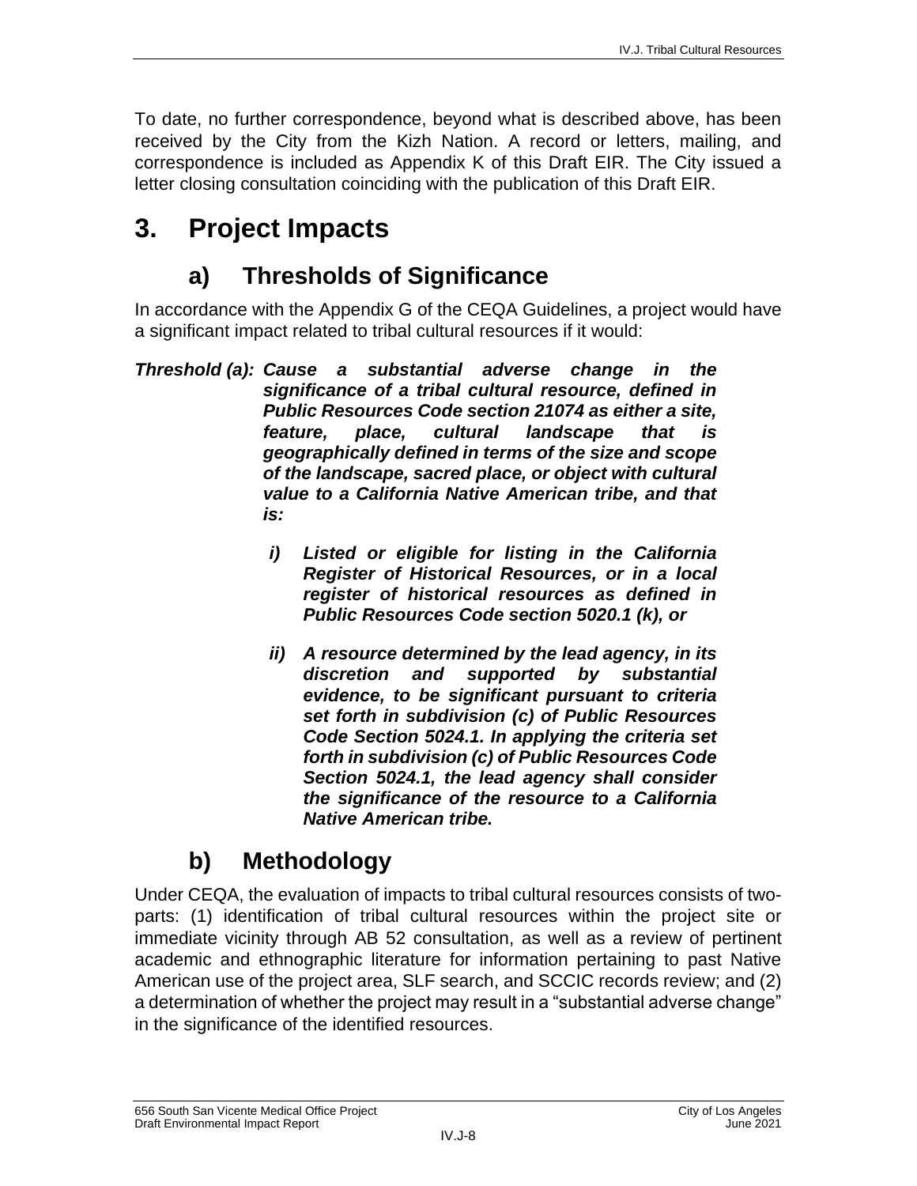To date, no further correspondence, beyond what is described above, has been received by the City from the Kizh Nation. A record or letters, mailing, and correspondence is included as Appendix K of this Draft EIR. The City issued a letter closing consultation coinciding with the publication of this Draft EIR.

# 3. Project Impacts

## a) Thresholds of Significance

In accordance with the Appendix G of the CEQA Guidelines, a project would have a significant impact related to tribal cultural resources if it would:

***Threshold (a): Cause a substantial adverse change in the significance of a tribal cultural resource, defined in Public Resources Code section 21074 as either a site, feature, place, cultural landscape that is geographically defined in terms of the size and scope of the landscape, sacred place, or object with cultural value to a California Native American tribe, and that is:***

- ***i) Listed or eligible for listing in the California Register of Historical Resources, or in a local register of historical resources as defined in Public Resources Code section 5020.1 (k), or***

- ***ii) A resource determined by the lead agency, in its discretion and supported by substantial evidence, to be significant pursuant to criteria set forth in subdivision (c) of Public Resources Code Section 5024.1. In applying the criteria set forth in subdivision (c) of Public Resources Code Section 5024.1, the lead agency shall consider the significance of the resource to a California Native American tribe.***

## b) Methodology

Under CEQA, the evaluation of impacts to tribal cultural resources consists of two-parts: (1) identification of tribal cultural resources within the project site or immediate vicinity through AB 52 consultation, as well as a review of pertinent academic and ethnographic literature for information pertaining to past Native American use of the project area, SLF search, and SCCIC records review; and (2) a determination of whether the project may result in a "substantial adverse change" in the significance of the identified resources.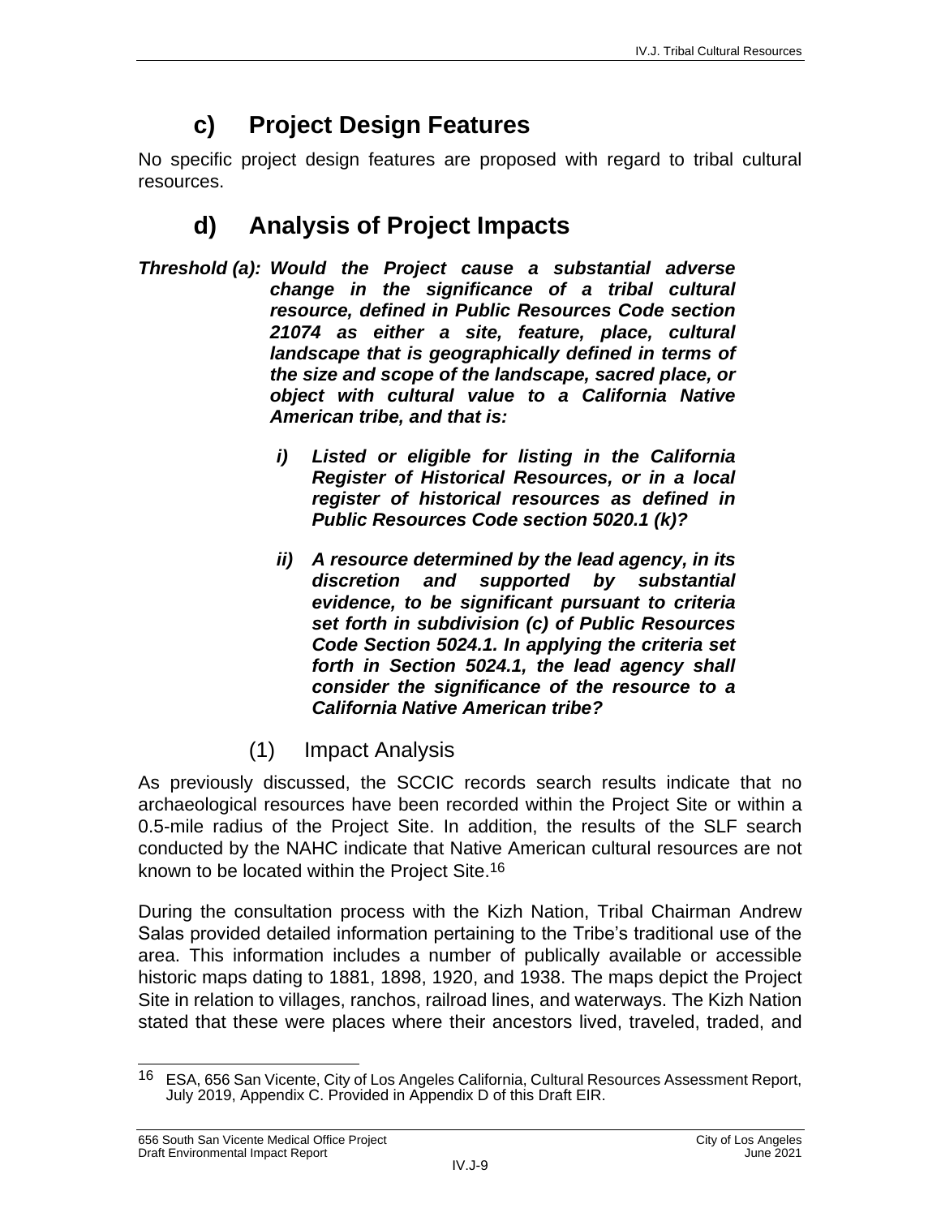## c) Project Design Features

No specific project design features are proposed with regard to tribal cultural resources.

## d) Analysis of Project Impacts

***Threshold (a): Would the Project cause a substantial adverse change in the significance of a tribal cultural resource, defined in Public Resources Code section 21074 as either a site, feature, place, cultural landscape that is geographically defined in terms of the size and scope of the landscape, sacred place, or object with cultural value to a California Native American tribe, and that is:***

***i) Listed or eligible for listing in the California Register of Historical Resources, or in a local register of historical resources as defined in Public Resources Code section 5020.1 (k)?***

***ii) A resource determined by the lead agency, in its discretion and supported by substantial evidence, to be significant pursuant to criteria set forth in subdivision (c) of Public Resources Code Section 5024.1. In applying the criteria set forth in Section 5024.1, the lead agency shall consider the significance of the resource to a California Native American tribe?***

### (1) Impact Analysis

As previously discussed, the SCCIC records search results indicate that no archaeological resources have been recorded within the Project Site or within a 0.5-mile radius of the Project Site. In addition, the results of the SLF search conducted by the NAHC indicate that Native American cultural resources are not known to be located within the Project Site.[16]

During the consultation process with the Kizh Nation, Tribal Chairman Andrew Salas provided detailed information pertaining to the Tribe's traditional use of the area. This information includes a number of publically available or accessible historic maps dating to 1881, 1898, 1920, and 1938. The maps depict the Project Site in relation to villages, ranchos, railroad lines, and waterways. The Kizh Nation stated that these were places where their ancestors lived, traveled, traded, and

---

[16] ESA, 656 San Vicente, City of Los Angeles California, Cultural Resources Assessment Report, July 2019, Appendix C. Provided in Appendix D of this Draft EIR.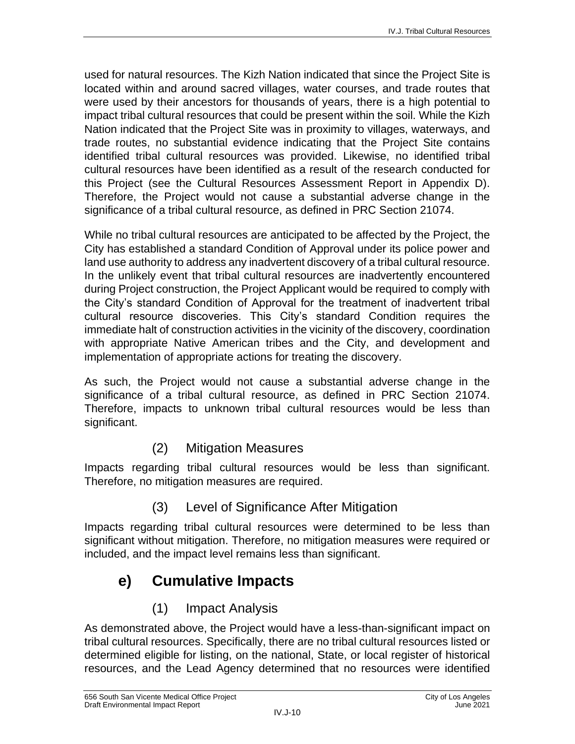used for natural resources. The Kizh Nation indicated that since the Project Site is located within and around sacred villages, water courses, and trade routes that were used by their ancestors for thousands of years, there is a high potential to impact tribal cultural resources that could be present within the soil. While the Kizh Nation indicated that the Project Site was in proximity to villages, waterways, and trade routes, no substantial evidence indicating that the Project Site contains identified tribal cultural resources was provided. Likewise, no identified tribal cultural resources have been identified as a result of the research conducted for this Project (see the Cultural Resources Assessment Report in Appendix D). Therefore, the Project would not cause a substantial adverse change in the significance of a tribal cultural resource, as defined in PRC Section 21074.

While no tribal cultural resources are anticipated to be affected by the Project, the City has established a standard Condition of Approval under its police power and land use authority to address any inadvertent discovery of a tribal cultural resource. In the unlikely event that tribal cultural resources are inadvertently encountered during Project construction, the Project Applicant would be required to comply with the City's standard Condition of Approval for the treatment of inadvertent tribal cultural resource discoveries. This City's standard Condition requires the immediate halt of construction activities in the vicinity of the discovery, coordination with appropriate Native American tribes and the City, and development and implementation of appropriate actions for treating the discovery.

As such, the Project would not cause a substantial adverse change in the significance of a tribal cultural resource, as defined in PRC Section 21074. Therefore, impacts to unknown tribal cultural resources would be less than significant.

#### (2) Mitigation Measures

Impacts regarding tribal cultural resources would be less than significant. Therefore, no mitigation measures are required.

#### (3) Level of Significance After Mitigation

Impacts regarding tribal cultural resources were determined to be less than significant without mitigation. Therefore, no mitigation measures were required or included, and the impact level remains less than significant.

### e) Cumulative Impacts

#### (1) Impact Analysis

As demonstrated above, the Project would have a less-than-significant impact on tribal cultural resources. Specifically, there are no tribal cultural resources listed or determined eligible for listing, on the national, State, or local register of historical resources, and the Lead Agency determined that no resources were identified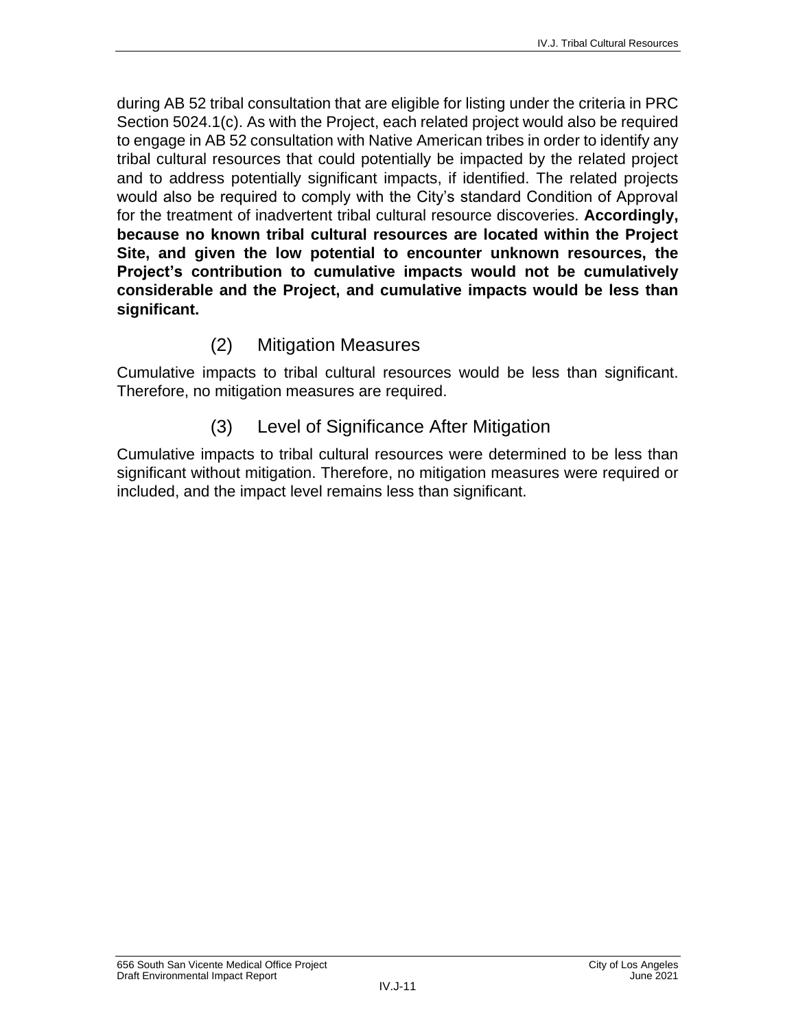during AB 52 tribal consultation that are eligible for listing under the criteria in PRC Section 5024.1(c). As with the Project, each related project would also be required to engage in AB 52 consultation with Native American tribes in order to identify any tribal cultural resources that could potentially be impacted by the related project and to address potentially significant impacts, if identified. The related projects would also be required to comply with the City's standard Condition of Approval for the treatment of inadvertent tribal cultural resource discoveries. **Accordingly, because no known tribal cultural resources are located within the Project Site, and given the low potential to encounter unknown resources, the Project's contribution to cumulative impacts would not be cumulatively considerable and the Project, and cumulative impacts would be less than significant.**

### (2) Mitigation Measures

Cumulative impacts to tribal cultural resources would be less than significant. Therefore, no mitigation measures are required.

### (3) Level of Significance After Mitigation

Cumulative impacts to tribal cultural resources were determined to be less than significant without mitigation. Therefore, no mitigation measures were required or included, and the impact level remains less than significant.